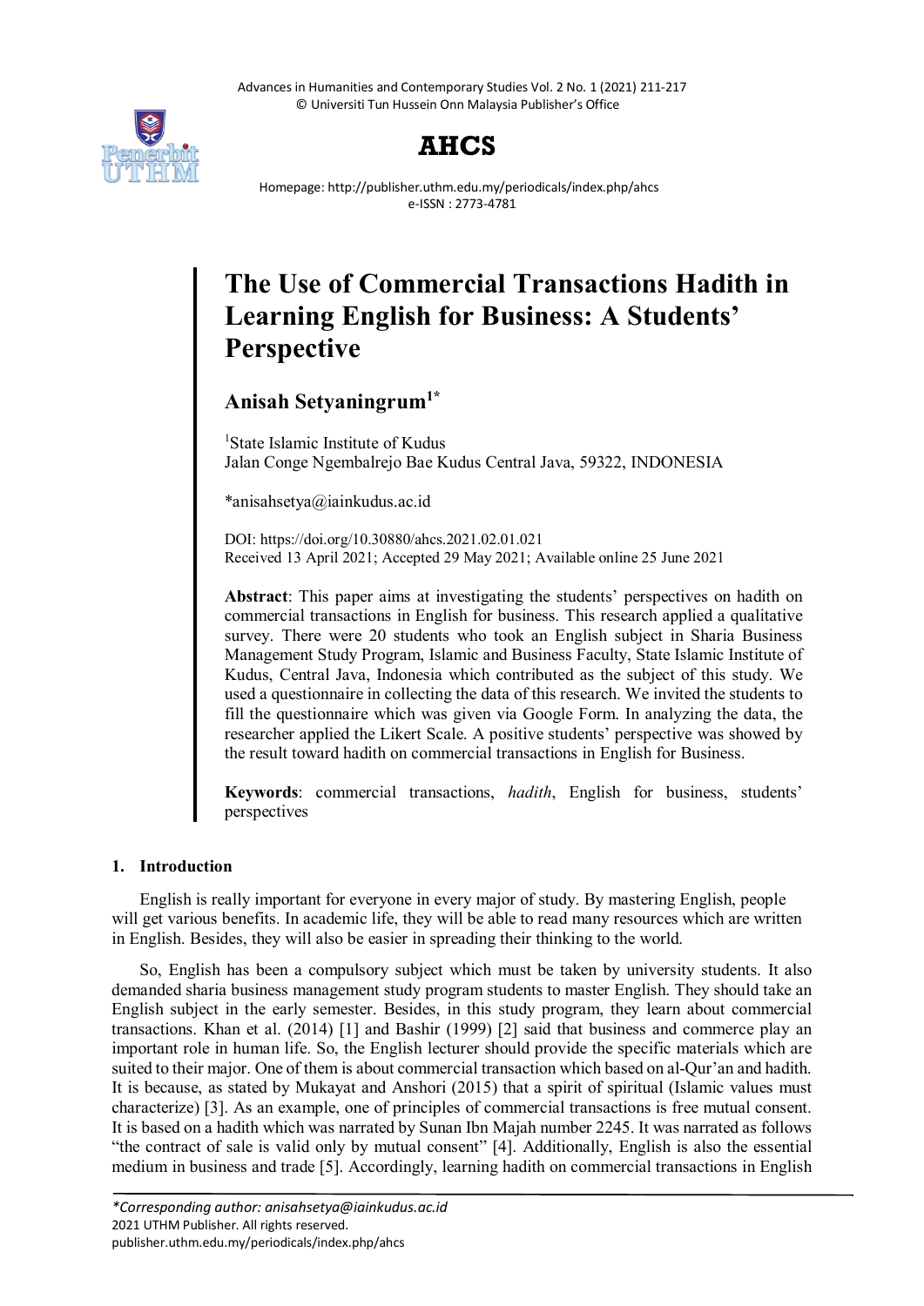# The Use of Commercial Transactions Hadith in Learning English for Business: A Students' Perspective

**Anisah Setyaningrum**[1*]

[1]State Islamic Institute of Kudus
Jalan Conge Ngembalrejo Bae Kudus Central Java, 59322, INDONESIA

*anisahsetya@iainkudus.ac.id

DOI: https://doi.org/10.30880/ahcs.2021.02.01.021
Received 13 April 2021; Accepted 29 May 2021; Available online 25 June 2021

**Abstract**: This paper aims at investigating the students' perspectives on hadith on commercial transactions in English for business. This research applied a qualitative survey. There were 20 students who took an English subject in Sharia Business Management Study Program, Islamic and Business Faculty, State Islamic Institute of Kudus, Central Java, Indonesia which contributed as the subject of this study. We used a questionnaire in collecting the data of this research. We invited the students to fill the questionnaire which was given via Google Form. In analyzing the data, the researcher applied the Likert Scale. A positive students' perspective was showed by the result toward hadith on commercial transactions in English for Business.

**Keywords**: commercial transactions, *hadith*, English for business, students' perspectives

## 1. Introduction

English is really important for everyone in every major of study. By mastering English, people will get various benefits. In academic life, they will be able to read many resources which are written in English. Besides, they will also be easier in spreading their thinking to the world.

So, English has been a compulsory subject which must be taken by university students. It also demanded sharia business management study program students to master English. They should take an English subject in the early semester. Besides, in this study program, they learn about commercial transactions. Khan et al. (2014) [1] and Bashir (1999) [2] said that business and commerce play an important role in human life. So, the English lecturer should provide the specific materials which are suited to their major. One of them is about commercial transaction which based on al-Qur'an and hadith. It is because, as stated by Mukayat and Anshori (2015) that a spirit of spiritual (Islamic values must characterize) [3]. As an example, one of principles of commercial transactions is free mutual consent. It is based on a hadith which was narrated by Sunan Ibn Majah number 2245. It was narrated as follows "the contract of sale is valid only by mutual consent" [4]. Additionally, English is also the essential medium in business and trade [5]. Accordingly, learning hadith on commercial transactions in English

*Corresponding author: anisahsetya@iainkudus.ac.id
2021 UTHM Publisher. All rights reserved.
publisher.uthm.edu.my/periodicals/index.php/ahcs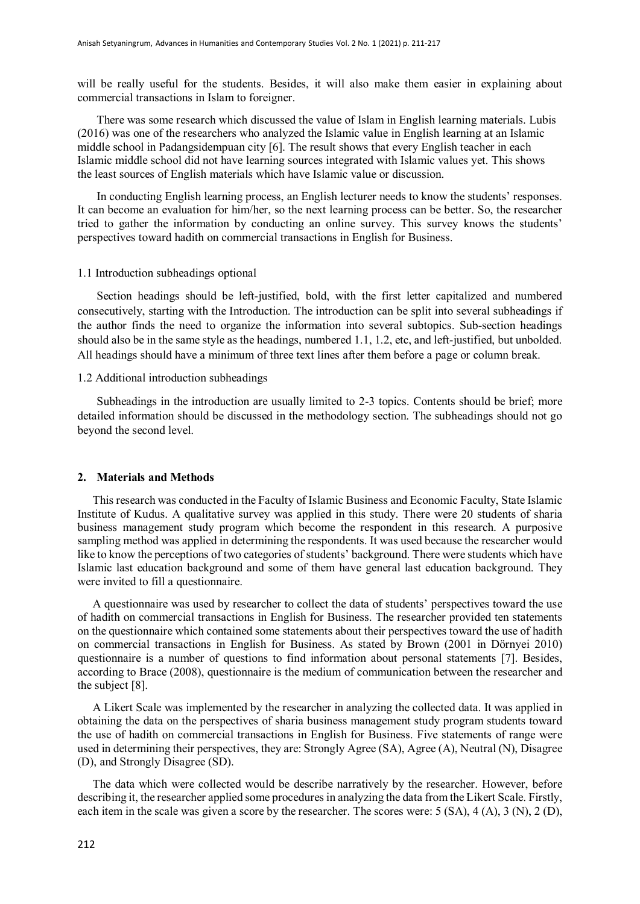will be really useful for the students. Besides, it will also make them easier in explaining about commercial transactions in Islam to foreigner.

There was some research which discussed the value of Islam in English learning materials. Lubis (2016) was one of the researchers who analyzed the Islamic value in English learning at an Islamic middle school in Padangsidempuan city [6]. The result shows that every English teacher in each Islamic middle school did not have learning sources integrated with Islamic values yet. This shows the least sources of English materials which have Islamic value or discussion.

In conducting English learning process, an English lecturer needs to know the students' responses. It can become an evaluation for him/her, so the next learning process can be better. So, the researcher tried to gather the information by conducting an online survey. This survey knows the students' perspectives toward hadith on commercial transactions in English for Business.

### 1.1 Introduction subheadings optional

Section headings should be left-justified, bold, with the first letter capitalized and numbered consecutively, starting with the Introduction. The introduction can be split into several subheadings if the author finds the need to organize the information into several subtopics. Sub-section headings should also be in the same style as the headings, numbered 1.1, 1.2, etc, and left-justified, but unbolded. All headings should have a minimum of three text lines after them before a page or column break.

### 1.2 Additional introduction subheadings

Subheadings in the introduction are usually limited to 2-3 topics. Contents should be brief; more detailed information should be discussed in the methodology section. The subheadings should not go beyond the second level.

## 2. Materials and Methods

This research was conducted in the Faculty of Islamic Business and Economic Faculty, State Islamic Institute of Kudus. A qualitative survey was applied in this study. There were 20 students of sharia business management study program which become the respondent in this research. A purposive sampling method was applied in determining the respondents. It was used because the researcher would like to know the perceptions of two categories of students' background. There were students which have Islamic last education background and some of them have general last education background. They were invited to fill a questionnaire.

A questionnaire was used by researcher to collect the data of students' perspectives toward the use of hadith on commercial transactions in English for Business. The researcher provided ten statements on the questionnaire which contained some statements about their perspectives toward the use of hadith on commercial transactions in English for Business. As stated by Brown (2001 in Dörnyei 2010) questionnaire is a number of questions to find information about personal statements [7]. Besides, according to Brace (2008), questionnaire is the medium of communication between the researcher and the subject [8].

A Likert Scale was implemented by the researcher in analyzing the collected data. It was applied in obtaining the data on the perspectives of sharia business management study program students toward the use of hadith on commercial transactions in English for Business. Five statements of range were used in determining their perspectives, they are: Strongly Agree (SA), Agree (A), Neutral (N), Disagree (D), and Strongly Disagree (SD).

The data which were collected would be describe narratively by the researcher. However, before describing it, the researcher applied some procedures in analyzing the data from the Likert Scale. Firstly, each item in the scale was given a score by the researcher. The scores were: 5 (SA), 4 (A), 3 (N), 2 (D),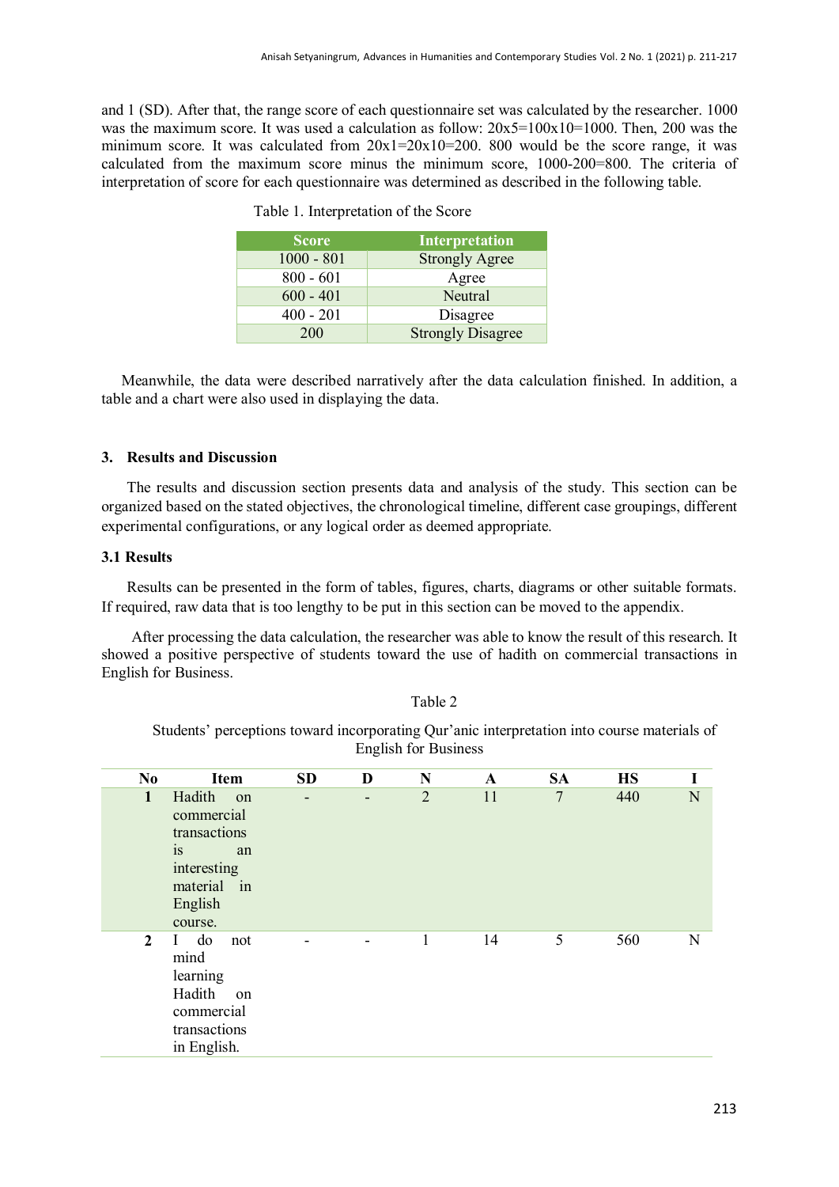and 1 (SD). After that, the range score of each questionnaire set was calculated by the researcher. 1000 was the maximum score. It was used a calculation as follow: 20x5=100x10=1000. Then, 200 was the minimum score. It was calculated from 20x1=20x10=200. 800 would be the score range, it was calculated from the maximum score minus the minimum score, 1000-200=800. The criteria of interpretation of score for each questionnaire was determined as described in the following table.

Table 1. Interpretation of the Score

| Score | Interpretation |
|---|---|
| 1000 - 801 | Strongly Agree |
| 800 - 601 | Agree |
| 600 - 401 | Neutral |
| 400 - 201 | Disagree |
| 200 | Strongly Disagree |

Meanwhile, the data were described narratively after the data calculation finished. In addition, a table and a chart were also used in displaying the data.

## 3. Results and Discussion

The results and discussion section presents data and analysis of the study. This section can be organized based on the stated objectives, the chronological timeline, different case groupings, different experimental configurations, or any logical order as deemed appropriate.

### 3.1 Results

Results can be presented in the form of tables, figures, charts, diagrams or other suitable formats. If required, raw data that is too lengthy to be put in this section can be moved to the appendix.

After processing the data calculation, the researcher was able to know the result of this research. It showed a positive perspective of students toward the use of hadith on commercial transactions in English for Business.

Table 2

Students' perceptions toward incorporating Qur'anic interpretation into course materials of English for Business

| No | Item | SD | D | N | A | SA | HS | I |
|---|---|---|---|---|---|---|---|---|
| 1 | Hadith on commercial transactions is an interesting material in English course. | - | - | 2 | 11 | 7 | 440 | N |
| 2 | I do not mind learning Hadith on commercial transactions in English. | - | - | 1 | 14 | 5 | 560 | N |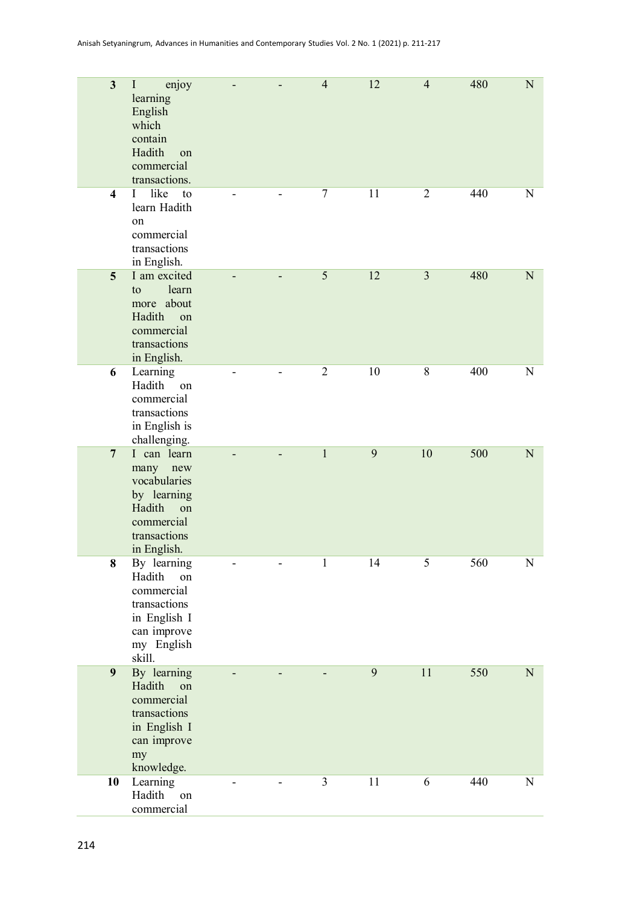| | | | | | | | | |
|---|---|---|---|---|---|---|---|---|
| **3** | I enjoy learning English which contain Hadith on commercial transactions. | - | - | 4 | 12 | 4 | 480 | N |
| **4** | I like to learn Hadith on commercial transactions in English. | - | - | 7 | 11 | 2 | 440 | N |
| **5** | I am excited to learn more about Hadith on commercial transactions in English. | - | - | 5 | 12 | 3 | 480 | N |
| **6** | Learning Hadith on commercial transactions in English is challenging. | - | - | 2 | 10 | 8 | 400 | N |
| **7** | I can learn many new vocabularies by learning Hadith on commercial transactions in English. | - | - | 1 | 9 | 10 | 500 | N |
| **8** | By learning Hadith on commercial transactions in English I can improve my English skill. | - | - | 1 | 14 | 5 | 560 | N |
| **9** | By learning Hadith on commercial transactions in English I can improve my knowledge. | - | - | - | 9 | 11 | 550 | N |
| **10** | Learning Hadith on commercial | - | - | 3 | 11 | 6 | 440 | N |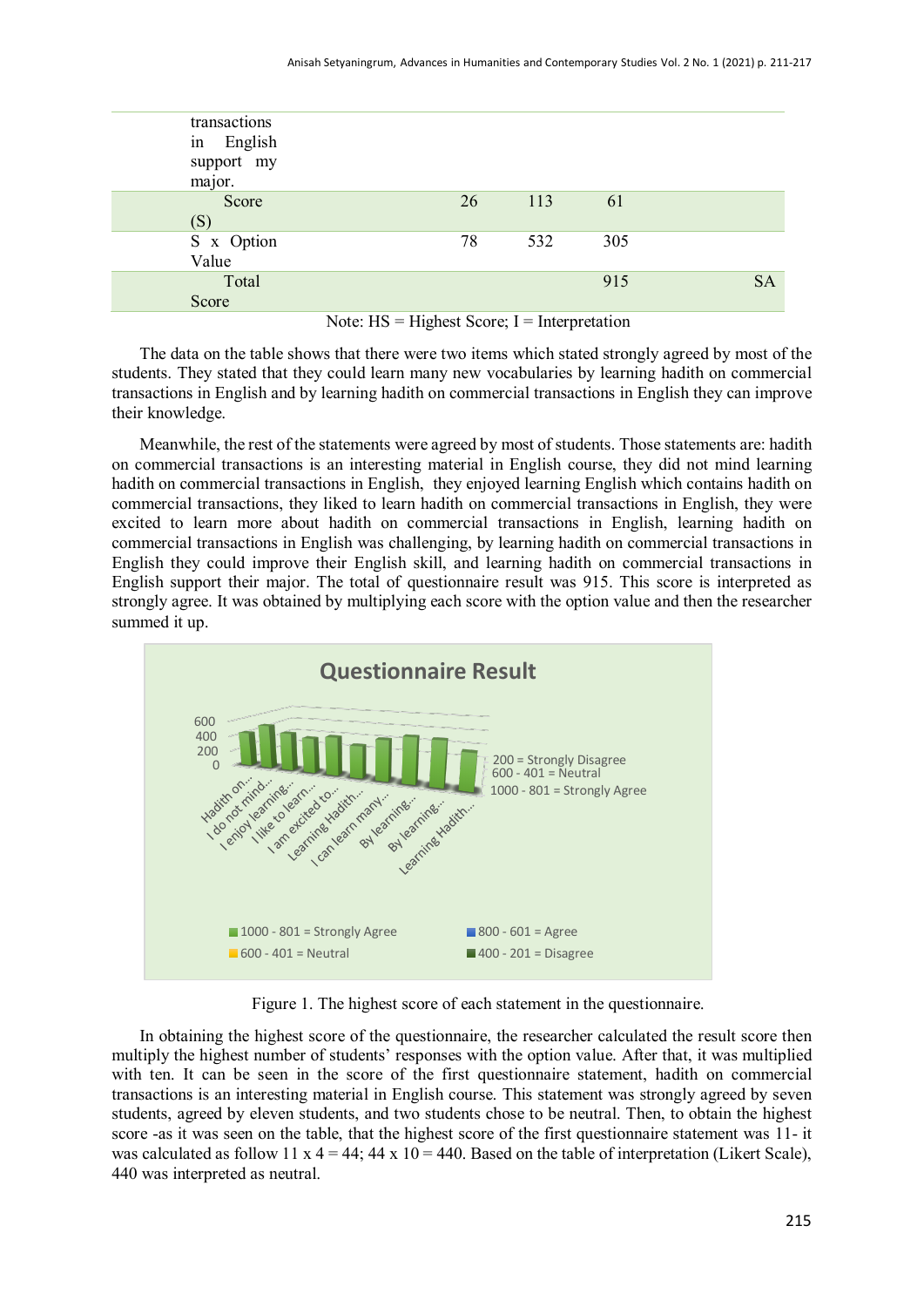| | | | | |
|---|---|---|---|---|
| transactions in English support my major. | | | | |
| Score (S) | 26 | 113 | 61 | |
| S x Option Value | 78 | 532 | 305 | |
| Total Score | | | 915 | SA |

Note: HS = Highest Score; I = Interpretation

The data on the table shows that there were two items which stated strongly agreed by most of the students. They stated that they could learn many new vocabularies by learning hadith on commercial transactions in English and by learning hadith on commercial transactions in English they can improve their knowledge.

Meanwhile, the rest of the statements were agreed by most of students. Those statements are: hadith on commercial transactions is an interesting material in English course, they did not mind learning hadith on commercial transactions in English, they enjoyed learning English which contains hadith on commercial transactions, they liked to learn hadith on commercial transactions in English, they were excited to learn more about hadith on commercial transactions in English, learning hadith on commercial transactions in English was challenging, by learning hadith on commercial transactions in English they could improve their English skill, and learning hadith on commercial transactions in English support their major. The total of questionnaire result was 915. This score is interpreted as strongly agree. It was obtained by multiplying each score with the option value and then the researcher summed it up.

Figure 1. The highest score of each statement in the questionnaire.

In obtaining the highest score of the questionnaire, the researcher calculated the result score then multiply the highest number of students' responses with the option value. After that, it was multiplied with ten. It can be seen in the score of the first questionnaire statement, hadith on commercial transactions is an interesting material in English course. This statement was strongly agreed by seven students, agreed by eleven students, and two students chose to be neutral. Then, to obtain the highest score -as it was seen on the table, that the highest score of the first questionnaire statement was 11- it was calculated as follow 11 x 4 = 44; 44 x 10 = 440. Based on the table of interpretation (Likert Scale), 440 was interpreted as neutral.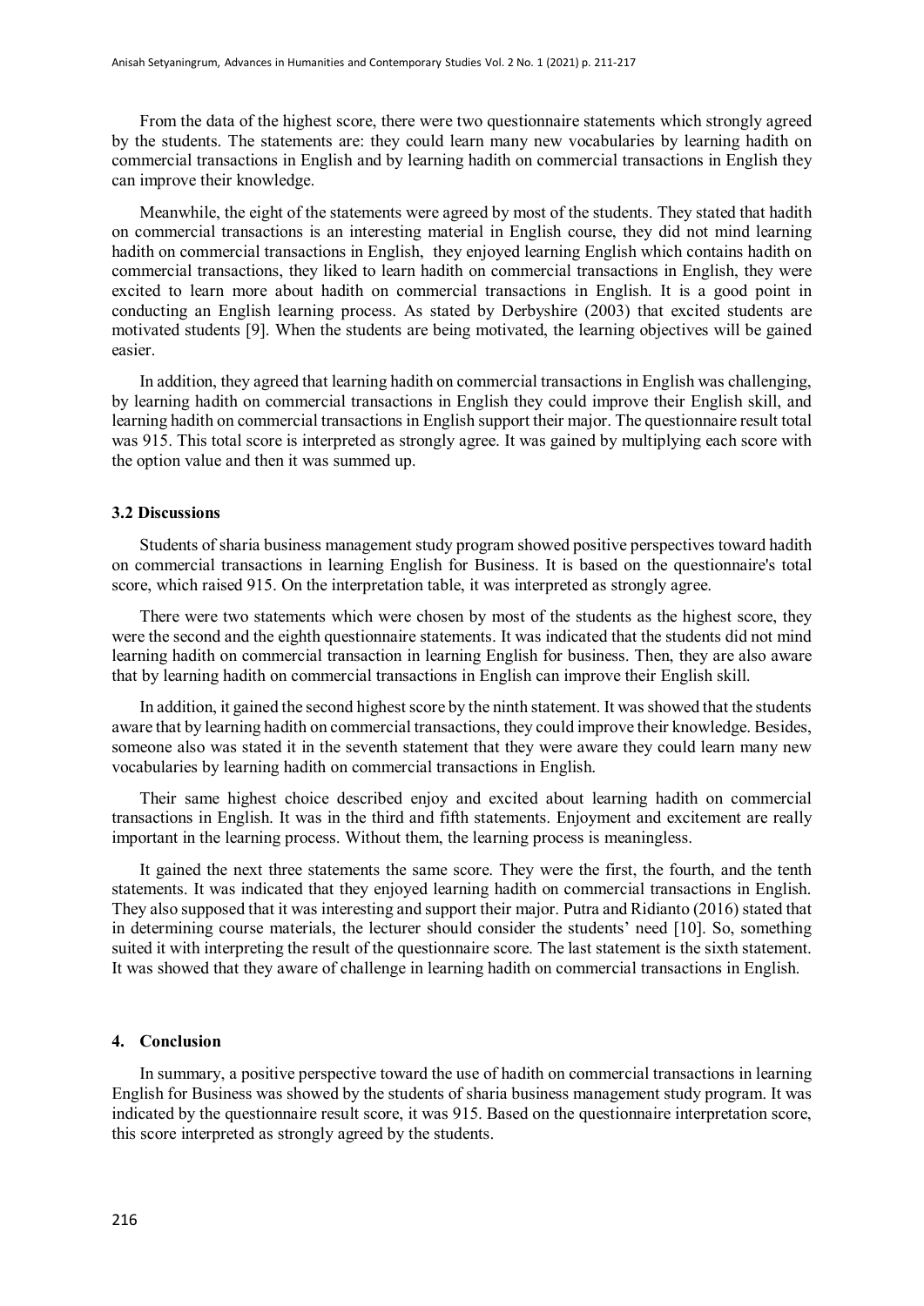From the data of the highest score, there were two questionnaire statements which strongly agreed by the students. The statements are: they could learn many new vocabularies by learning hadith on commercial transactions in English and by learning hadith on commercial transactions in English they can improve their knowledge.

Meanwhile, the eight of the statements were agreed by most of the students. They stated that hadith on commercial transactions is an interesting material in English course, they did not mind learning hadith on commercial transactions in English, they enjoyed learning English which contains hadith on commercial transactions, they liked to learn hadith on commercial transactions in English, they were excited to learn more about hadith on commercial transactions in English. It is a good point in conducting an English learning process. As stated by Derbyshire (2003) that excited students are motivated students [9]. When the students are being motivated, the learning objectives will be gained easier.

In addition, they agreed that learning hadith on commercial transactions in English was challenging, by learning hadith on commercial transactions in English they could improve their English skill, and learning hadith on commercial transactions in English support their major. The questionnaire result total was 915. This total score is interpreted as strongly agree. It was gained by multiplying each score with the option value and then it was summed up.

### 3.2 Discussions

Students of sharia business management study program showed positive perspectives toward hadith on commercial transactions in learning English for Business. It is based on the questionnaire's total score, which raised 915. On the interpretation table, it was interpreted as strongly agree.

There were two statements which were chosen by most of the students as the highest score, they were the second and the eighth questionnaire statements. It was indicated that the students did not mind learning hadith on commercial transaction in learning English for business. Then, they are also aware that by learning hadith on commercial transactions in English can improve their English skill.

In addition, it gained the second highest score by the ninth statement. It was showed that the students aware that by learning hadith on commercial transactions, they could improve their knowledge. Besides, someone also was stated it in the seventh statement that they were aware they could learn many new vocabularies by learning hadith on commercial transactions in English.

Their same highest choice described enjoy and excited about learning hadith on commercial transactions in English. It was in the third and fifth statements. Enjoyment and excitement are really important in the learning process. Without them, the learning process is meaningless.

It gained the next three statements the same score. They were the first, the fourth, and the tenth statements. It was indicated that they enjoyed learning hadith on commercial transactions in English. They also supposed that it was interesting and support their major. Putra and Ridianto (2016) stated that in determining course materials, the lecturer should consider the students' need [10]. So, something suited it with interpreting the result of the questionnaire score. The last statement is the sixth statement. It was showed that they aware of challenge in learning hadith on commercial transactions in English.

## 4. Conclusion

In summary, a positive perspective toward the use of hadith on commercial transactions in learning English for Business was showed by the students of sharia business management study program. It was indicated by the questionnaire result score, it was 915. Based on the questionnaire interpretation score, this score interpreted as strongly agreed by the students.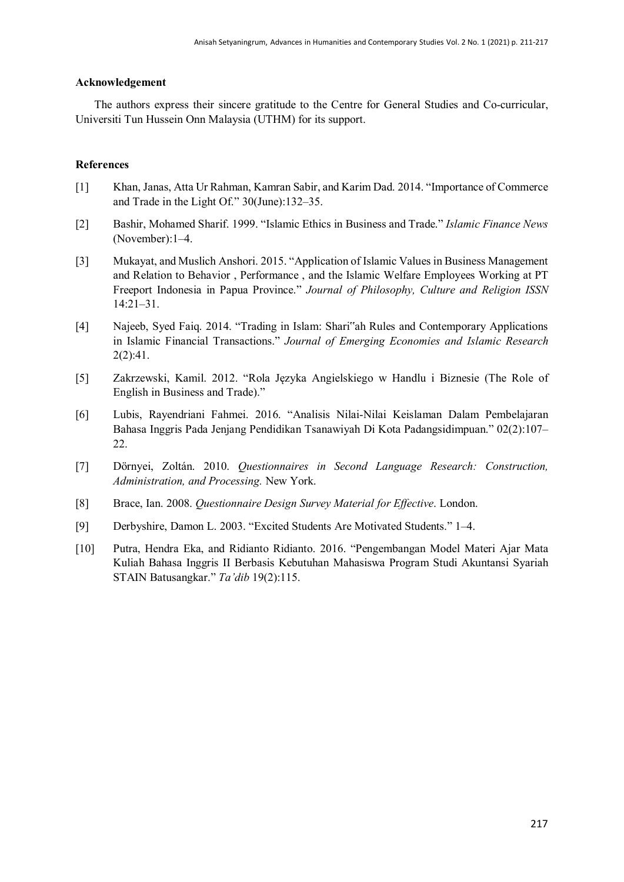### Acknowledgement

The authors express their sincere gratitude to the Centre for General Studies and Co-curricular, Universiti Tun Hussein Onn Malaysia (UTHM) for its support.

### References

[1] Khan, Janas, Atta Ur Rahman, Kamran Sabir, and Karim Dad. 2014. "Importance of Commerce and Trade in the Light Of." 30(June):132–35.

[2] Bashir, Mohamed Sharif. 1999. "Islamic Ethics in Business and Trade." *Islamic Finance News* (November):1–4.

[3] Mukayat, and Muslich Anshori. 2015. "Application of Islamic Values in Business Management and Relation to Behavior , Performance , and the Islamic Welfare Employees Working at PT Freeport Indonesia in Papua Province." *Journal of Philosophy, Culture and Religion ISSN* 14:21–31.

[4] Najeeb, Syed Faiq. 2014. "Trading in Islam: Shari"ah Rules and Contemporary Applications in Islamic Financial Transactions." *Journal of Emerging Economies and Islamic Research* 2(2):41.

[5] Zakrzewski, Kamil. 2012. "Rola Języka Angielskiego w Handlu i Biznesie (The Role of English in Business and Trade)."

[6] Lubis, Rayendriani Fahmei. 2016. "Analisis Nilai-Nilai Keislaman Dalam Pembelajaran Bahasa Inggris Pada Jenjang Pendidikan Tsanawiyah Di Kota Padangsidimpuan." 02(2):107–22.

[7] Dörnyei, Zoltán. 2010. *Questionnaires in Second Language Research: Construction, Administration, and Processing.* New York.

[8] Brace, Ian. 2008. *Questionnaire Design Survey Material for Effective*. London.

[9] Derbyshire, Damon L. 2003. "Excited Students Are Motivated Students." 1–4.

[10] Putra, Hendra Eka, and Ridianto Ridianto. 2016. "Pengembangan Model Materi Ajar Mata Kuliah Bahasa Inggris II Berbasis Kebutuhan Mahasiswa Program Studi Akuntansi Syariah STAIN Batusangkar." *Ta'dib* 19(2):115.